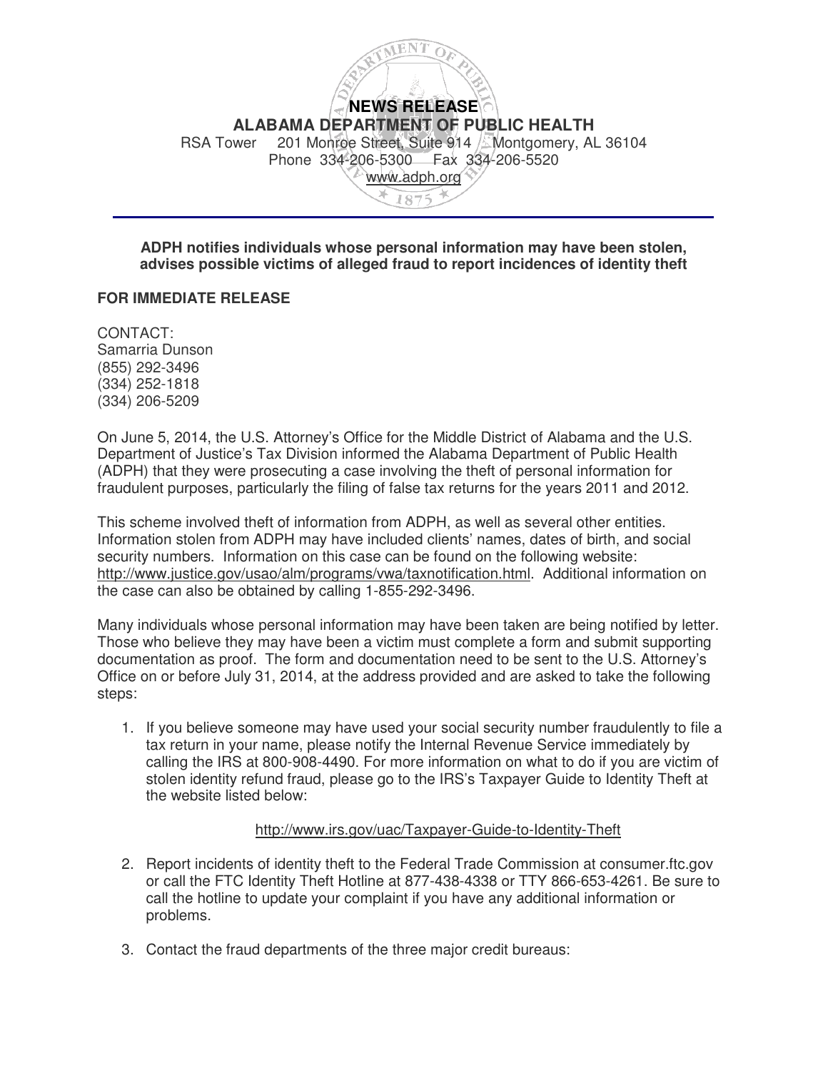**NEWS RELEASE**

**ALABAMA DEPARTMENT OF PUBLIC HEALTH**

RSA Tower 201 Monroe Street, Suite 914 Montgomery, AL 36104

Phone 334-206-5300 Fax 334-206-5520

www.adph.org

---

**ADPH notifies individuals whose personal information may have been stolen, advises possible victims of alleged fraud to report incidences of identity theft**

**FOR IMMEDIATE RELEASE**

CONTACT:
Samarria Dunson
(855) 292-3496
(334) 252-1818
(334) 206-5209

On June 5, 2014, the U.S. Attorney's Office for the Middle District of Alabama and the U.S. Department of Justice's Tax Division informed the Alabama Department of Public Health (ADPH) that they were prosecuting a case involving the theft of personal information for fraudulent purposes, particularly the filing of false tax returns for the years 2011 and 2012.

This scheme involved theft of information from ADPH, as well as several other entities. Information stolen from ADPH may have included clients' names, dates of birth, and social security numbers. Information on this case can be found on the following website: http://www.justice.gov/usao/alm/programs/vwa/taxnotification.html. Additional information on the case can also be obtained by calling 1-855-292-3496.

Many individuals whose personal information may have been taken are being notified by letter. Those who believe they may have been a victim must complete a form and submit supporting documentation as proof. The form and documentation need to be sent to the U.S. Attorney's Office on or before July 31, 2014, at the address provided and are asked to take the following steps:

1. If you believe someone may have used your social security number fraudulently to file a tax return in your name, please notify the Internal Revenue Service immediately by calling the IRS at 800-908-4490. For more information on what to do if you are victim of stolen identity refund fraud, please go to the IRS's Taxpayer Guide to Identity Theft at the website listed below:

   http://www.irs.gov/uac/Taxpayer-Guide-to-Identity-Theft

2. Report incidents of identity theft to the Federal Trade Commission at consumer.ftc.gov or call the FTC Identity Theft Hotline at 877-438-4338 or TTY 866-653-4261. Be sure to call the hotline to update your complaint if you have any additional information or problems.

3. Contact the fraud departments of the three major credit bureaus: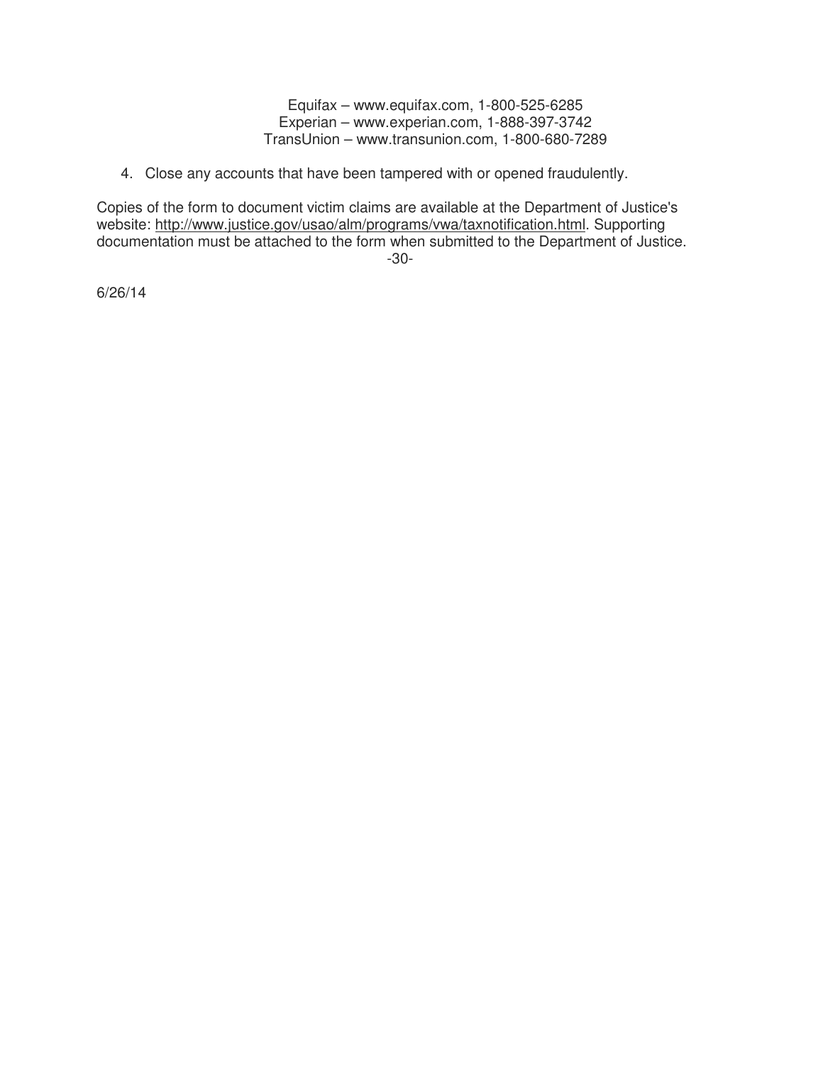Equifax – www.equifax.com, 1-800-525-6285
Experian – www.experian.com, 1-888-397-3742
TransUnion – www.transunion.com, 1-800-680-7289

4. Close any accounts that have been tampered with or opened fraudulently.

Copies of the form to document victim claims are available at the Department of Justice's website: http://www.justice.gov/usao/alm/programs/vwa/taxnotification.html. Supporting documentation must be attached to the form when submitted to the Department of Justice.

-30-

6/26/14